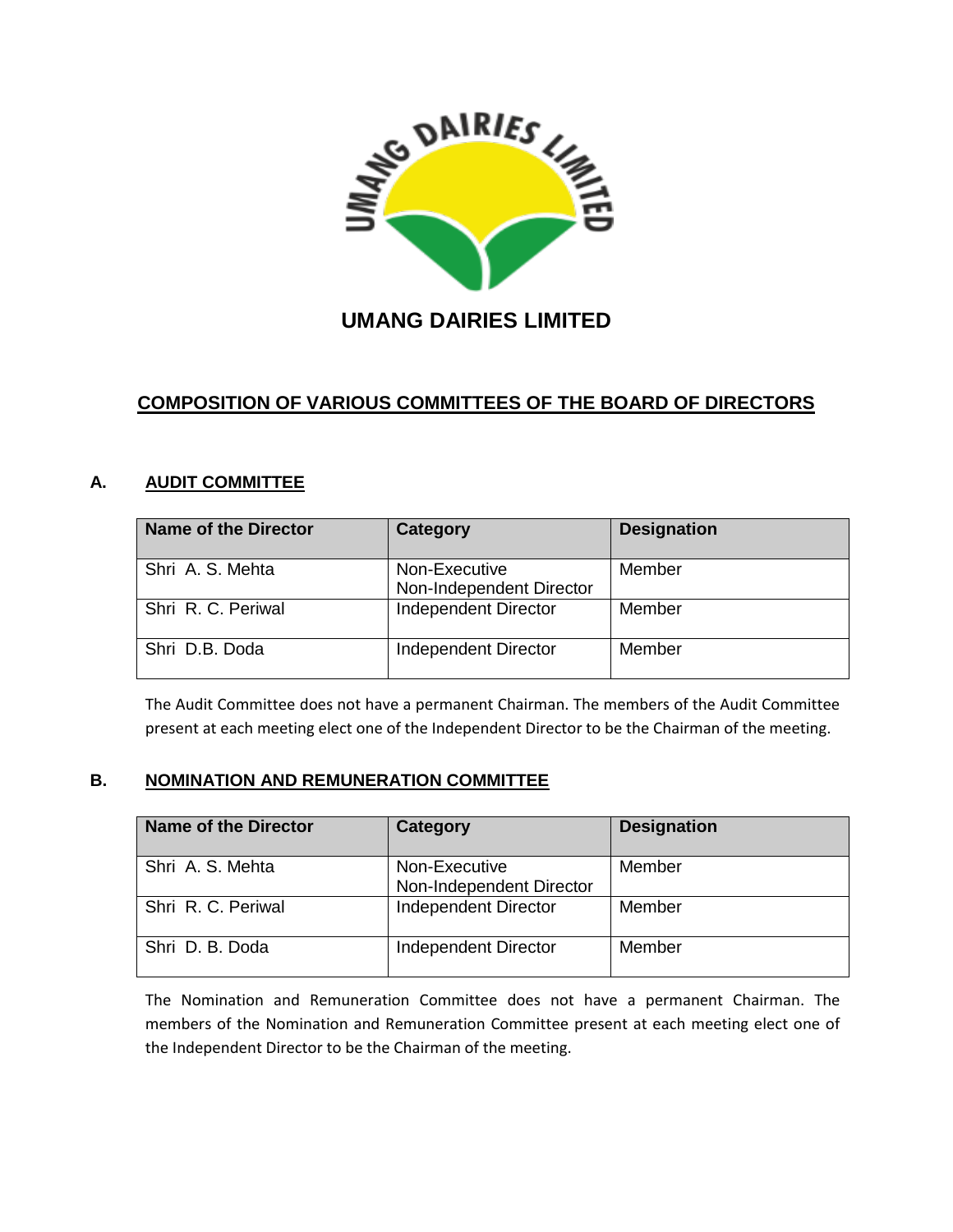# UMANG DAIRIES LIMITED

## COMPOSITION OF VARIOUS COMMITTEES OF THE BOARD OF DIRECTORS

### A. AUDIT COMMITTEE

| Name of the Director | Category | Designation |
|---|---|---|
| Shri A. S. Mehta | Non-Executive Non-Independent Director | Member |
| Shri R. C. Periwal | Independent Director | Member |
| Shri D.B. Doda | Independent Director | Member |

The Audit Committee does not have a permanent Chairman. The members of the Audit Committee present at each meeting elect one of the Independent Director to be the Chairman of the meeting.

### B. NOMINATION AND REMUNERATION COMMITTEE

| Name of the Director | Category | Designation |
|---|---|---|
| Shri A. S. Mehta | Non-Executive Non-Independent Director | Member |
| Shri R. C. Periwal | Independent Director | Member |
| Shri D. B. Doda | Independent Director | Member |

The Nomination and Remuneration Committee does not have a permanent Chairman. The members of the Nomination and Remuneration Committee present at each meeting elect one of the Independent Director to be the Chairman of the meeting.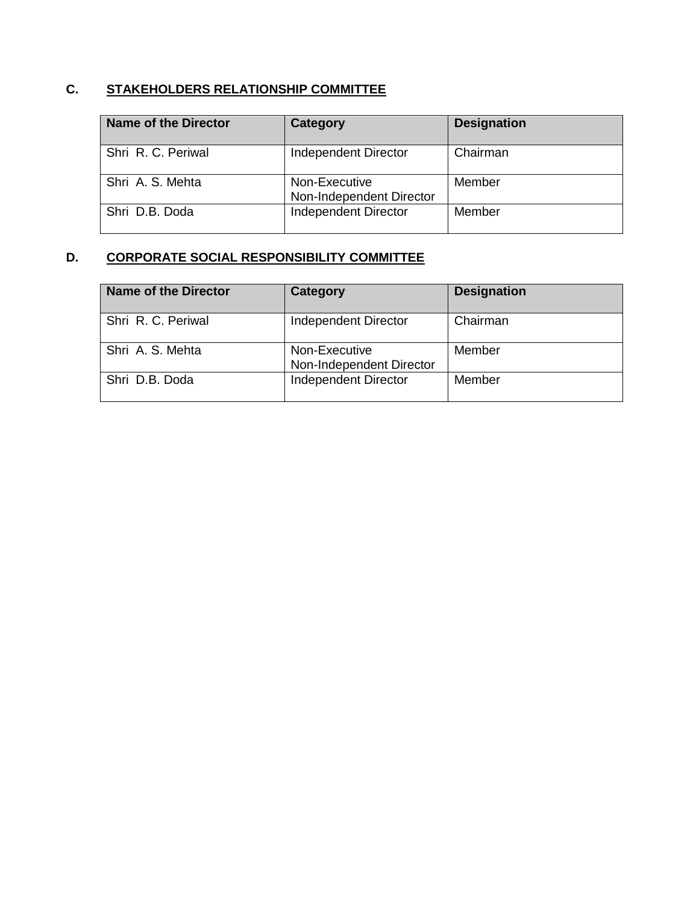## C. STAKEHOLDERS RELATIONSHIP COMMITTEE

| Name of the Director | Category | Designation |
|---|---|---|
| Shri R. C. Periwal | Independent Director | Chairman |
| Shri A. S. Mehta | Non-Executive Non-Independent Director | Member |
| Shri D.B. Doda | Independent Director | Member |

## D. CORPORATE SOCIAL RESPONSIBILITY COMMITTEE

| Name of the Director | Category | Designation |
|---|---|---|
| Shri R. C. Periwal | Independent Director | Chairman |
| Shri A. S. Mehta | Non-Executive Non-Independent Director | Member |
| Shri D.B. Doda | Independent Director | Member |